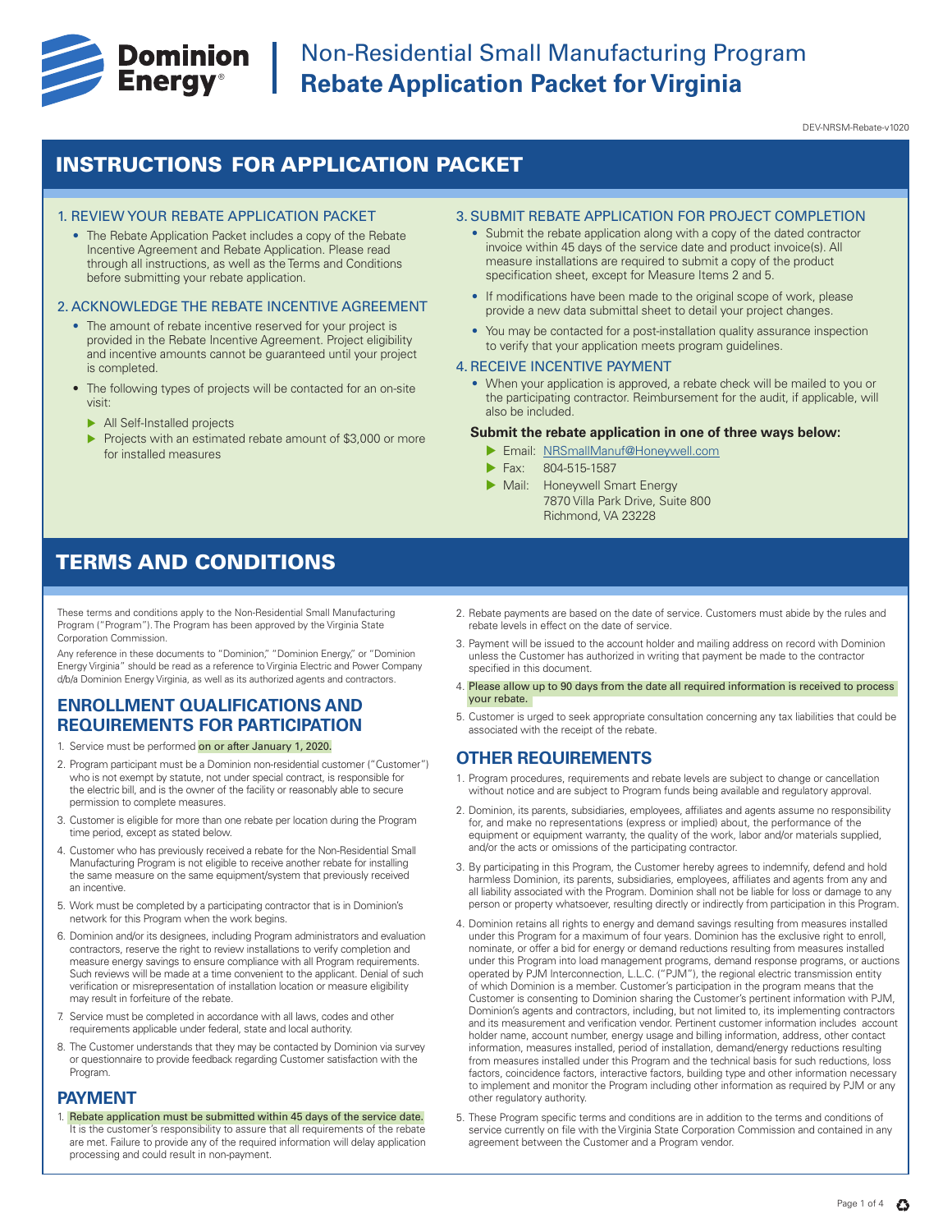# Non-Residential Small Manufacturing Program
## Rebate Application Packet for Virginia

DEV-NRSM-Rebate-v1020

## INSTRUCTIONS FOR APPLICATION PACKET

### 1. REVIEW YOUR REBATE APPLICATION PACKET

- The Rebate Application Packet includes a copy of the Rebate Incentive Agreement and Rebate Application. Please read through all instructions, as well as the Terms and Conditions before submitting your rebate application.

### 2. ACKNOWLEDGE THE REBATE INCENTIVE AGREEMENT

- The amount of rebate incentive reserved for your project is provided in the Rebate Incentive Agreement. Project eligibility and incentive amounts cannot be guaranteed until your project is completed.
- The following types of projects will be contacted for an on-site visit:
  - All Self-Installed projects
  - Projects with an estimated rebate amount of $3,000 or more for installed measures

### 3. SUBMIT REBATE APPLICATION FOR PROJECT COMPLETION

- Submit the rebate application along with a copy of the dated contractor invoice within 45 days of the service date and product invoice(s). All measure installations are required to submit a copy of the product specification sheet, except for Measure Items 2 and 5.
- If modifications have been made to the original scope of work, please provide a new data submittal sheet to detail your project changes.
- You may be contacted for a post-installation quality assurance inspection to verify that your application meets program guidelines.

### 4. RECEIVE INCENTIVE PAYMENT

- When your application is approved, a rebate check will be mailed to you or the participating contractor. Reimbursement for the audit, if applicable, will also be included.

**Submit the rebate application in one of three ways below:**

- Email: NRSmallManuf@Honeywell.com
- Fax: 804-515-1587
- Mail: Honeywell Smart Energy
  7870 Villa Park Drive, Suite 800
  Richmond, VA 23228

## TERMS AND CONDITIONS

These terms and conditions apply to the Non-Residential Small Manufacturing Program ("Program"). The Program has been approved by the Virginia State Corporation Commission.

Any reference in these documents to "Dominion," "Dominion Energy," or "Dominion Energy Virginia" should be read as a reference to Virginia Electric and Power Company d/b/a Dominion Energy Virginia, as well as its authorized agents and contractors.

### ENROLLMENT QUALIFICATIONS AND REQUIREMENTS FOR PARTICIPATION

1. Service must be performed on or after January 1, 2020.
2. Program participant must be a Dominion non-residential customer ("Customer") who is not exempt by statute, not under special contract, is responsible for the electric bill, and is the owner of the facility or reasonably able to secure permission to complete measures.
3. Customer is eligible for more than one rebate per location during the Program time period, except as stated below.
4. Customer who has previously received a rebate for the Non-Residential Small Manufacturing Program is not eligible to receive another rebate for installing the same measure on the same equipment/system that previously received an incentive.
5. Work must be completed by a participating contractor that is in Dominion's network for this Program when the work begins.
6. Dominion and/or its designees, including Program administrators and evaluation contractors, reserve the right to review installations to verify completion and measure energy savings to ensure compliance with all Program requirements. Such reviews will be made at a time convenient to the applicant. Denial of such verification or misrepresentation of installation location or measure eligibility may result in forfeiture of the rebate.
7. Service must be completed in accordance with all laws, codes and other requirements applicable under federal, state and local authority.
8. The Customer understands that they may be contacted by Dominion via survey or questionnaire to provide feedback regarding Customer satisfaction with the Program.

### PAYMENT

1. Rebate application must be submitted within 45 days of the service date. It is the customer's responsibility to assure that all requirements of the rebate are met. Failure to provide any of the required information will delay application processing and could result in non-payment.
2. Rebate payments are based on the date of service. Customers must abide by the rules and rebate levels in effect on the date of service.
3. Payment will be issued to the account holder and mailing address on record with Dominion unless the Customer has authorized in writing that payment be made to the contractor specified in this document.
4. Please allow up to 90 days from the date all required information is received to process your rebate.
5. Customer is urged to seek appropriate consultation concerning any tax liabilities that could be associated with the receipt of the rebate.

### OTHER REQUIREMENTS

1. Program procedures, requirements and rebate levels are subject to change or cancellation without notice and are subject to Program funds being available and regulatory approval.
2. Dominion, its parents, subsidiaries, employees, affiliates and agents assume no responsibility for, and make no representations (express or implied) about, the performance of the equipment or equipment warranty, the quality of the work, labor and/or materials supplied, and/or the acts or omissions of the participating contractor.
3. By participating in this Program, the Customer hereby agrees to indemnify, defend and hold harmless Dominion, its parents, subsidiaries, employees, affiliates and agents from any and all liability associated with the Program. Dominion shall not be liable for loss or damage to any person or property whatsoever, resulting directly or indirectly from participation in this Program.
4. Dominion retains all rights to energy and demand savings resulting from measures installed under this Program for a maximum of four years. Dominion has the exclusive right to enroll, nominate, or offer a bid for energy or demand reductions resulting from measures installed under this Program into load management programs, demand response programs, or auctions operated by PJM Interconnection, L.L.C. ("PJM"), the regional electric transmission entity of which Dominion is a member. Customer's participation in the program means that the Customer is consenting to Dominion sharing the Customer's pertinent information with PJM, Dominion's agents and contractors, including, but not limited to, its implementing contractors and its measurement and verification vendor. Pertinent customer information includes account holder name, account number, energy usage and billing information, address, other contact information, measures installed, period of installation, demand/energy reductions resulting from measures installed under this Program and the technical basis for such reductions, loss factors, coincidence factors, interactive factors, building type and other information necessary to implement and monitor the Program including other information as required by PJM or any other regulatory authority.
5. These Program specific terms and conditions are in addition to the terms and conditions of service currently on file with the Virginia State Corporation Commission and contained in any agreement between the Customer and a Program vendor.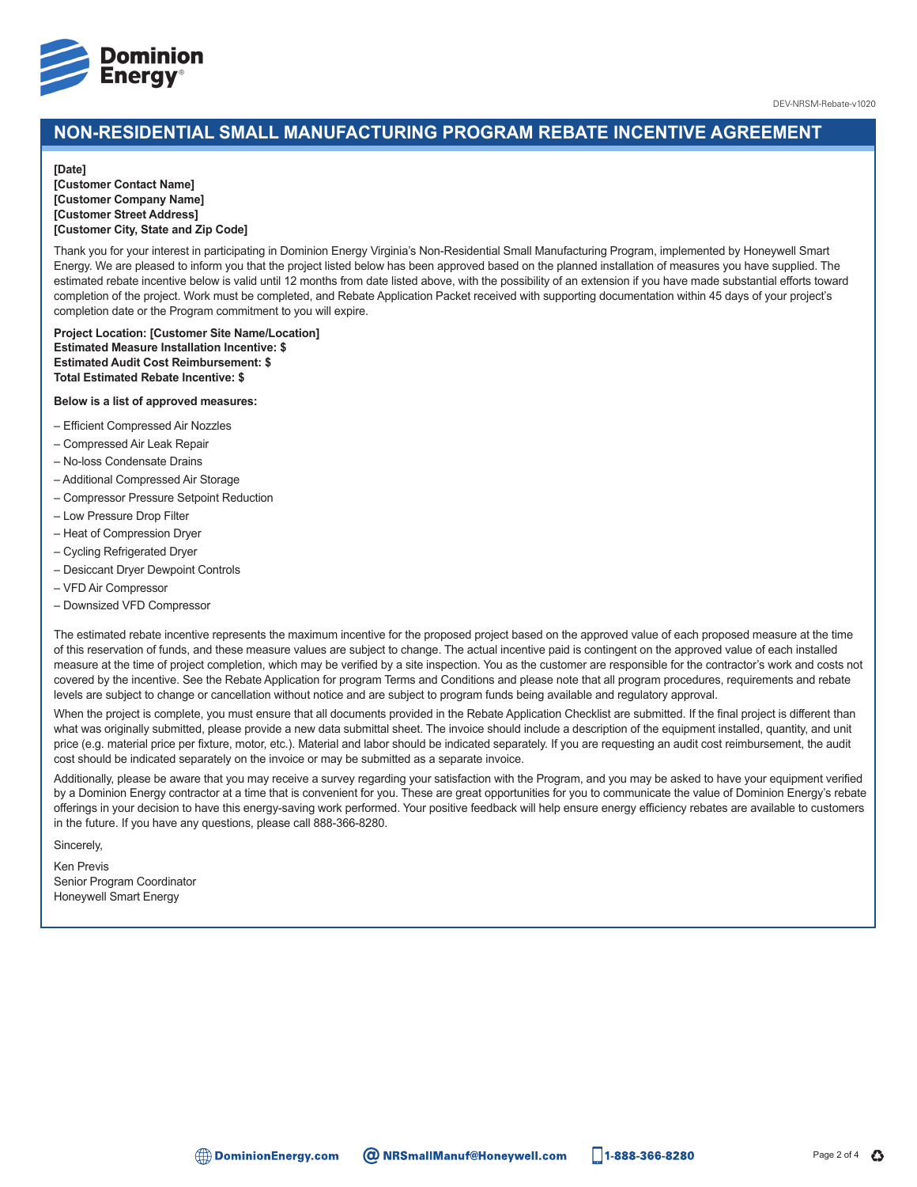# NON-RESIDENTIAL SMALL MANUFACTURING PROGRAM REBATE INCENTIVE AGREEMENT

**[Date]**
**[Customer Contact Name]**
**[Customer Company Name]**
**[Customer Street Address]**
**[Customer City, State and Zip Code]**

Thank you for your interest in participating in Dominion Energy Virginia's Non-Residential Small Manufacturing Program, implemented by Honeywell Smart Energy. We are pleased to inform you that the project listed below has been approved based on the planned installation of measures you have supplied. The estimated rebate incentive below is valid until 12 months from date listed above, with the possibility of an extension if you have made substantial efforts toward completion of the project. Work must be completed, and Rebate Application Packet received with supporting documentation within 45 days of your project's completion date or the Program commitment to you will expire.

**Project Location: [Customer Site Name/Location]**
**Estimated Measure Installation Incentive: $**
**Estimated Audit Cost Reimbursement: $**
**Total Estimated Rebate Incentive: $**

**Below is a list of approved measures:**

- Efficient Compressed Air Nozzles
- Compressed Air Leak Repair
- No-loss Condensate Drains
- Additional Compressed Air Storage
- Compressor Pressure Setpoint Reduction
- Low Pressure Drop Filter
- Heat of Compression Dryer
- Cycling Refrigerated Dryer
- Desiccant Dryer Dewpoint Controls
- VFD Air Compressor
- Downsized VFD Compressor

The estimated rebate incentive represents the maximum incentive for the proposed project based on the approved value of each proposed measure at the time of this reservation of funds, and these measure values are subject to change. The actual incentive paid is contingent on the approved value of each installed measure at the time of project completion, which may be verified by a site inspection. You as the customer are responsible for the contractor's work and costs not covered by the incentive. See the Rebate Application for program Terms and Conditions and please note that all program procedures, requirements and rebate levels are subject to change or cancellation without notice and are subject to program funds being available and regulatory approval.

When the project is complete, you must ensure that all documents provided in the Rebate Application Checklist are submitted. If the final project is different than what was originally submitted, please provide a new data submittal sheet. The invoice should include a description of the equipment installed, quantity, and unit price (e.g. material price per fixture, motor, etc.). Material and labor should be indicated separately. If you are requesting an audit cost reimbursement, the audit cost should be indicated separately on the invoice or may be submitted as a separate invoice.

Additionally, please be aware that you may receive a survey regarding your satisfaction with the Program, and you may be asked to have your equipment verified by a Dominion Energy contractor at a time that is convenient for you. These are great opportunities for you to communicate the value of Dominion Energy's rebate offerings in your decision to have this energy-saving work performed. Your positive feedback will help ensure energy efficiency rebates are available to customers in the future. If you have any questions, please call 888-366-8280.

Sincerely,

Ken Previs
Senior Program Coordinator
Honeywell Smart Energy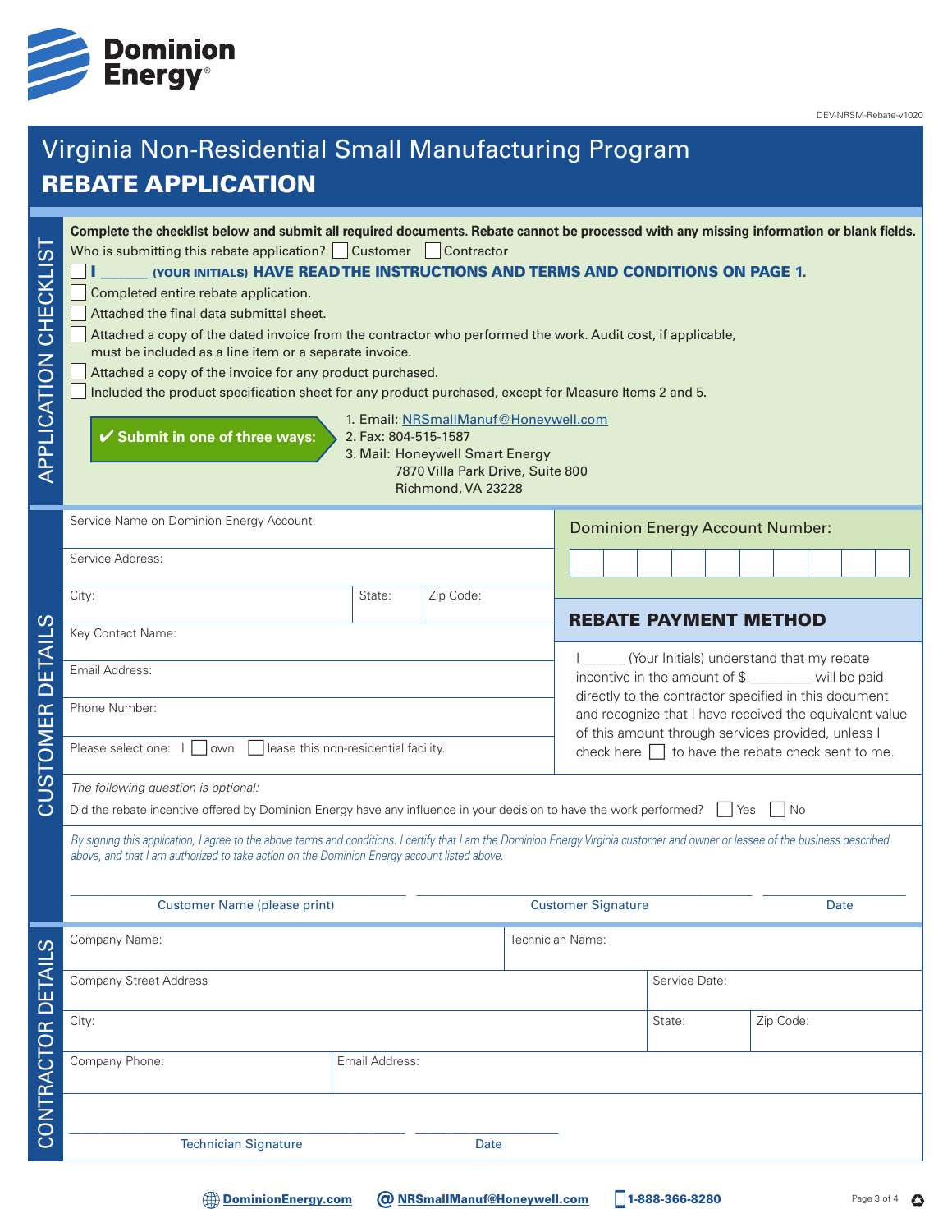Dominion Energy

DEV-NRSM-Rebate-v1020

# Virginia Non-Residential Small Manufacturing Program
## REBATE APPLICATION

### APPLICATION CHECKLIST

**Complete the checklist below and submit all required documents. Rebate cannot be processed with any missing information or blank fields.**

Who is submitting this rebate application? ☐ Customer ☐ Contractor

- ☐ **I ______ (YOUR INITIALS) HAVE READ THE INSTRUCTIONS AND TERMS AND CONDITIONS ON PAGE 1.**
- ☐ Completed entire rebate application.
- ☐ Attached the final data submittal sheet.
- ☐ Attached a copy of the dated invoice from the contractor who performed the work. Audit cost, if applicable, must be included as a line item or as a separate invoice.
- ☐ Attached a copy of the invoice for any product purchased.
- ☐ Included the product specification sheet for any product purchased, except for Measure Items 2 and 5.

**✔ Submit in one of three ways:**

1. Email: NRSmallManuf@Honeywell.com
2. Fax: 804-515-1587
3. Mail: Honeywell Smart Energy
   7870 Villa Park Drive, Suite 800
   Richmond, VA 23228

### CUSTOMER DETAILS

| | | |
|---|---|---|
| Service Name on Dominion Energy Account: | | |
| Service Address: | | |
| City: | State: | Zip Code: |
| Key Contact Name: | | |
| Email Address: | | |
| Phone Number: | | |
| Please select one: I ☐ own ☐ lease this non-residential facility. | | |

**Dominion Energy Account Number:** ____________

**REBATE PAYMENT METHOD**

I ______ (Your Initials) understand that my rebate incentive in the amount of $ ________ will be paid directly to the contractor specified in this document and recognize that I have received the equivalent value of this amount through services provided, unless I check here ☐ to have the rebate check sent to me.

*The following question is optional:*

Did the rebate incentive offered by Dominion Energy have any influence in your decision to have the work performed? ☐ Yes ☐ No

*By signing this application, I agree to the above terms and conditions. I certify that I am the Dominion Energy Virginia customer and owner or lessee of the business described above, and that I am authorized to take action on the Dominion Energy account listed above.*

| ______________________ | ______________________ | __________ |
|---|---|---|
| Customer Name (please print) | Customer Signature | Date |

### CONTRACTOR DETAILS

| | | |
|---|---|---|
| Company Name: | Technician Name: | |
| Company Street Address | Service Date: | |
| City: | State: | Zip Code: |
| Company Phone: | Email Address: | |

| ______________________ | __________ |
|---|---|
| Technician Signature | Date |

DominionEnergy.com | NRSmallManuf@Honeywell.com | 1-888-366-8280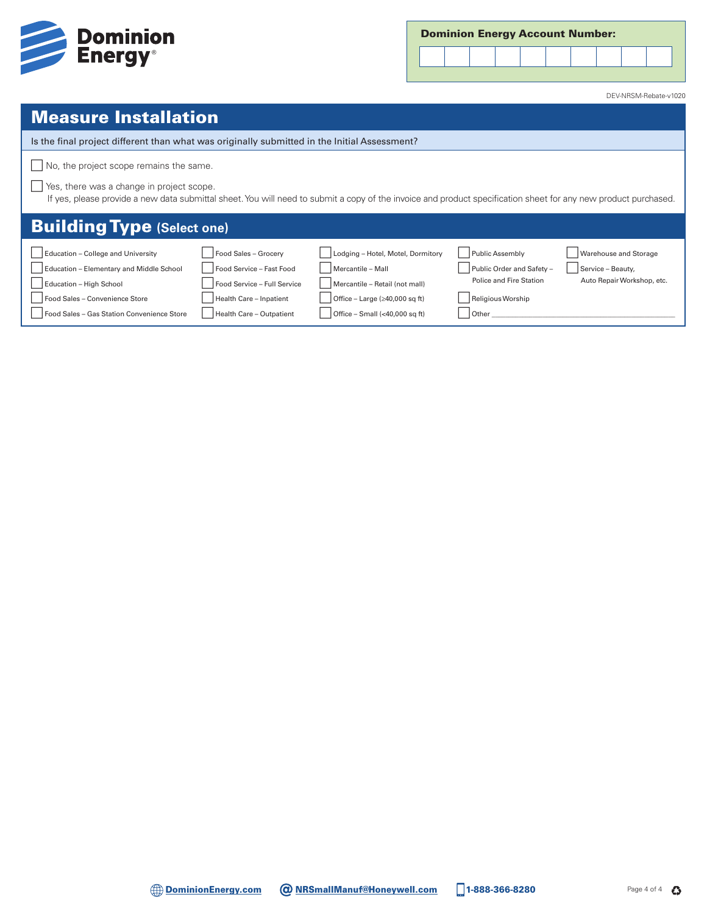**Dominion Energy Account Number:**

| | | | | | | | | | |
|---|---|---|---|---|---|---|---|---|---|
| | | | | | | | | | |

DEV-NRSM-Rebate-v1020

## Measure Installation

Is the final project different than what was originally submitted in the Initial Assessment?

☐ No, the project scope remains the same.

☐ Yes, there was a change in project scope.
If yes, please provide a new data submittal sheet. You will need to submit a copy of the invoice and product specification sheet for any new product purchased.

## Building Type (Select one)

- ☐ Education – College and University
- ☐ Education – Elementary and Middle School
- ☐ Education – High School
- ☐ Food Sales – Convenience Store
- ☐ Food Sales – Gas Station Convenience Store
- ☐ Food Sales – Grocery
- ☐ Food Service – Fast Food
- ☐ Food Service – Full Service
- ☐ Health Care – Inpatient
- ☐ Health Care – Outpatient
- ☐ Lodging – Hotel, Motel, Dormitory
- ☐ Mercantile – Mall
- ☐ Mercantile – Retail (not mall)
- ☐ Office – Large (≥40,000 sq ft)
- ☐ Office – Small (<40,000 sq ft)
- ☐ Public Assembly
- ☐ Public Order and Safety – Police and Fire Station
- ☐ Religious Worship
- ☐ Other ______________________
- ☐ Warehouse and Storage
- ☐ Service – Beauty, Auto Repair Workshop, etc.

DominionEnergy.com NRSmallManuf@Honeywell.com 1-888-366-8280